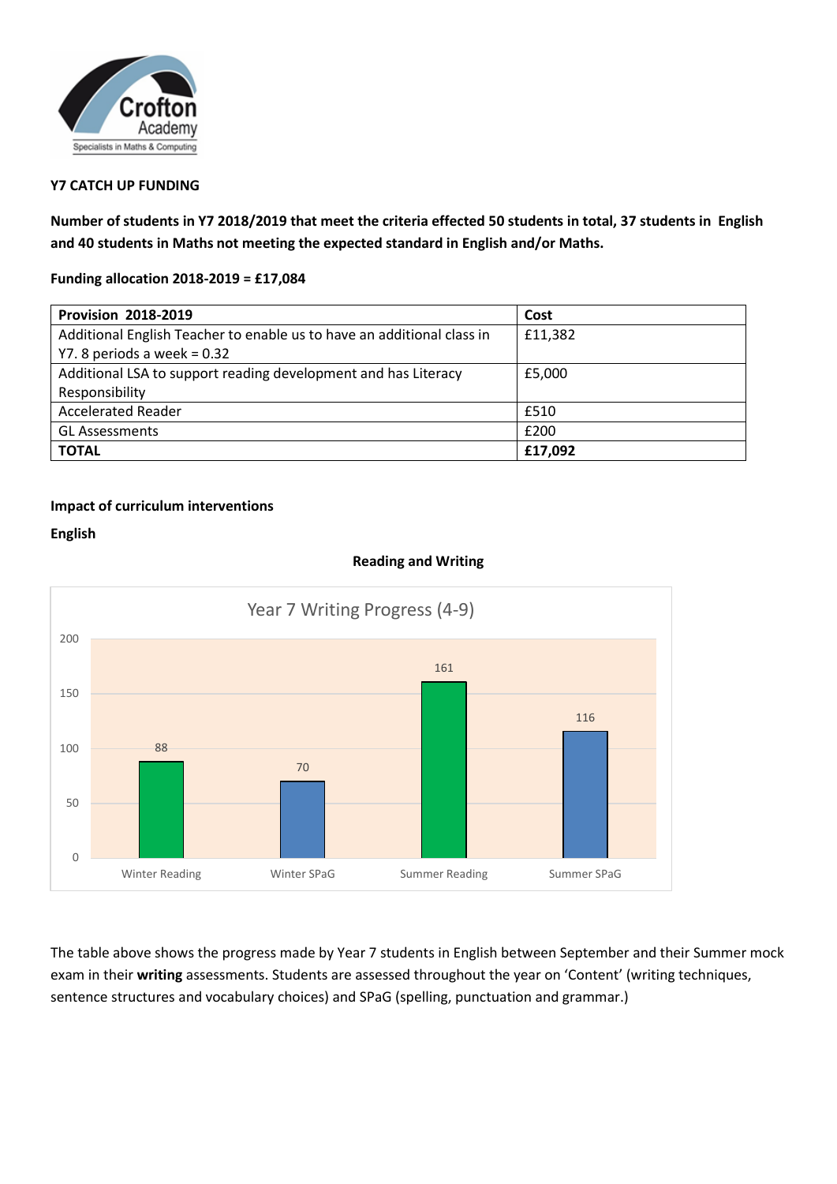Crofton Academy
Specialists in Maths & Computing

**Y7 CATCH UP FUNDING**

**Number of students in Y7 2018/2019 that meet the criteria effected 50 students in total, 37 students in English and 40 students in Maths not meeting the expected standard in English and/or Maths.**

**Funding allocation 2018-2019 = £17,084**

| **Provision 2018-2019** | **Cost** |
|---|---|
| Additional English Teacher to enable us to have an additional class in Y7. 8 periods a week = 0.32 | £11,382 |
| Additional LSA to support reading development and has Literacy Responsibility | £5,000 |
| Accelerated Reader | £510 |
| GL Assessments | £200 |
| **TOTAL** | **£17,092** |

**Impact of curriculum interventions**

**English**

**Reading and Writing**

Year 7 Writing Progress (4-9)

| | Winter Reading | Winter SPaG | Summer Reading | Summer SPaG |
|---|---|---|---|---|
| Value | 88 | 70 | 161 | 116 |

The table above shows the progress made by Year 7 students in English between September and their Summer mock exam in their **writing** assessments. Students are assessed throughout the year on 'Content' (writing techniques, sentence structures and vocabulary choices) and SPaG (spelling, punctuation and grammar.)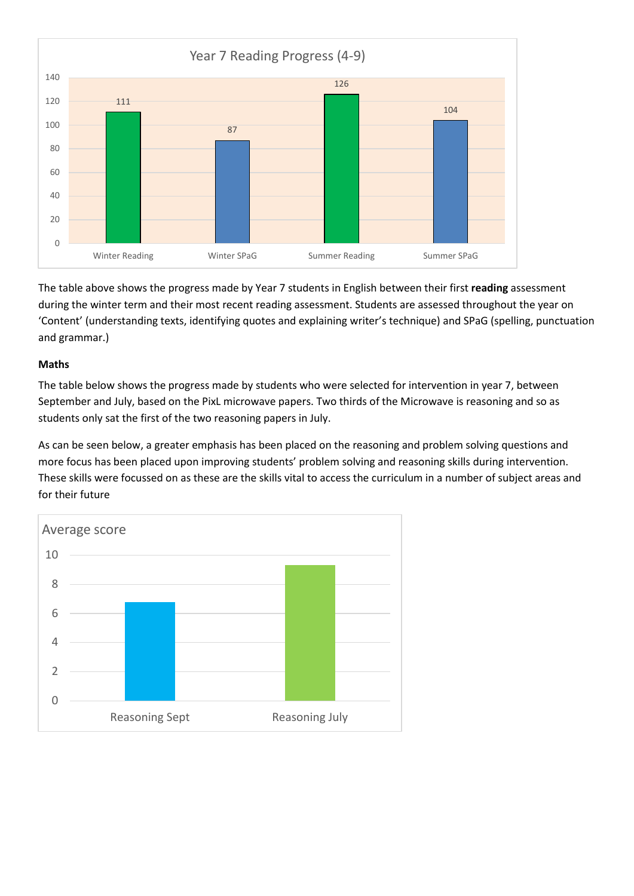Year 7 Reading Progress (4-9)

140
120
100
80
60
40
20
0

111
87
126
104

Winter Reading
Winter SPaG
Summer Reading
Summer SPaG

The table above shows the progress made by Year 7 students in English between their first **reading** assessment during the winter term and their most recent reading assessment. Students are assessed throughout the year on 'Content' (understanding texts, identifying quotes and explaining writer's technique) and SPaG (spelling, punctuation and grammar.)

**Maths**

The table below shows the progress made by students who were selected for intervention in year 7, between September and July, based on the PixL microwave papers. Two thirds of the Microwave is reasoning and so as students only sat the first of the two reasoning papers in July.

As can be seen below, a greater emphasis has been placed on the reasoning and problem solving questions and more focus has been placed upon improving students' problem solving and reasoning skills during intervention. These skills were focussed on as these are the skills vital to access the curriculum in a number of subject areas and for their future

Average score

10
8
6
4
2
0

Reasoning Sept
Reasoning July